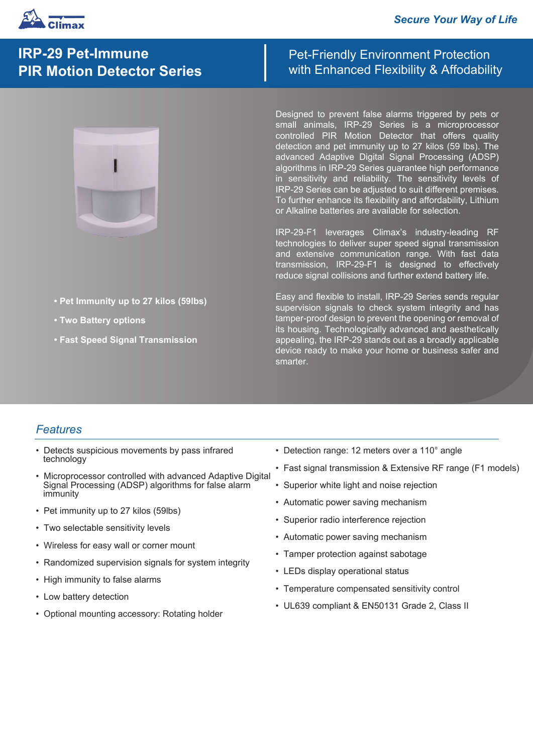Climax

*Secure Your Way of Life*

# IRP-29 Pet-Immune PIR Motion Detector Series

## Pet-Friendly Environment Protection with Enhanced Flexibility & Affodability

- **Pet Immunity up to 27 kilos (59lbs)**
- **Two Battery options**
- **Fast Speed Signal Transmission**

Designed to prevent false alarms triggered by pets or small animals, IRP-29 Series is a microprocessor controlled PIR Motion Detector that offers quality detection and pet immunity up to 27 kilos (59 lbs). The advanced Adaptive Digital Signal Processing (ADSP) algorithms in IRP-29 Series guarantee high performance in sensitivity and reliability. The sensitivity levels of IRP-29 Series can be adjusted to suit different premises. To further enhance its flexibility and affordability, Lithium or Alkaline batteries are available for selection.

IRP-29-F1 leverages Climax's industry-leading RF technologies to deliver super speed signal transmission and extensive communication range. With fast data transmission, IRP-29-F1 is designed to effectively reduce signal collisions and further extend battery life.

Easy and flexible to install, IRP-29 Series sends regular supervision signals to check system integrity and has tamper-proof design to prevent the opening or removal of its housing. Technologically advanced and aesthetically appealing, the IRP-29 stands out as a broadly applicable device ready to make your home or business safer and smarter.

## *Features*

- Detects suspicious movements by pass infrared technology
- Microprocessor controlled with advanced Adaptive Digital Signal Processing (ADSP) algorithms for false alarm immunity
- Pet immunity up to 27 kilos (59lbs)
- Two selectable sensitivity levels
- Wireless for easy wall or corner mount
- Randomized supervision signals for system integrity
- High immunity to false alarms
- Low battery detection
- Optional mounting accessory: Rotating holder
- Detection range: 12 meters over a 110° angle
- Fast signal transmission & Extensive RF range (F1 models)
- Superior white light and noise rejection
- Automatic power saving mechanism
- Superior radio interference rejection
- Automatic power saving mechanism
- Tamper protection against sabotage
- LEDs display operational status
- Temperature compensated sensitivity control
- UL639 compliant & EN50131 Grade 2, Class II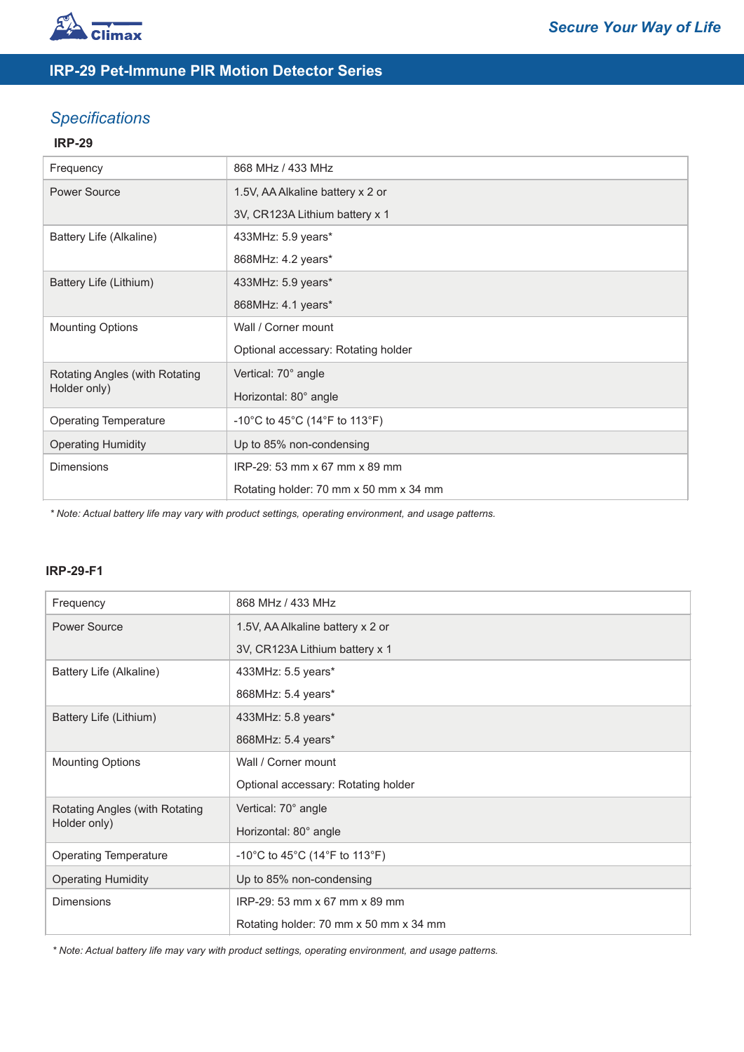# IRP-29 Pet-Immune PIR Motion Detector Series

## Specifications

### IRP-29

| Frequency | 868 MHz / 433 MHz |
|---|---|
| Power Source | 1.5V, AA Alkaline battery x 2 or<br>3V, CR123A Lithium battery x 1 |
| Battery Life (Alkaline) | 433MHz: 5.9 years*<br>868MHz: 4.2 years* |
| Battery Life (Lithium) | 433MHz: 5.9 years*<br>868MHz: 4.1 years* |
| Mounting Options | Wall / Corner mount<br>Optional accessary: Rotating holder |
| Rotating Angles (with Rotating Holder only) | Vertical: 70° angle<br>Horizontal: 80° angle |
| Operating Temperature | -10°C to 45°C (14°F to 113°F) |
| Operating Humidity | Up to 85% non-condensing |
| Dimensions | IRP-29: 53 mm x 67 mm x 89 mm<br>Rotating holder: 70 mm x 50 mm x 34 mm |

*\* Note: Actual battery life may vary with product settings, operating environment, and usage patterns.*

### IRP-29-F1

| Frequency | 868 MHz / 433 MHz |
|---|---|
| Power Source | 1.5V, AA Alkaline battery x 2 or<br>3V, CR123A Lithium battery x 1 |
| Battery Life (Alkaline) | 433MHz: 5.5 years*<br>868MHz: 5.4 years* |
| Battery Life (Lithium) | 433MHz: 5.8 years*<br>868MHz: 5.4 years* |
| Mounting Options | Wall / Corner mount<br>Optional accessary: Rotating holder |
| Rotating Angles (with Rotating Holder only) | Vertical: 70° angle<br>Horizontal: 80° angle |
| Operating Temperature | -10°C to 45°C (14°F to 113°F) |
| Operating Humidity | Up to 85% non-condensing |
| Dimensions | IRP-29: 53 mm x 67 mm x 89 mm<br>Rotating holder: 70 mm x 50 mm x 34 mm |

*\* Note: Actual battery life may vary with product settings, operating environment, and usage patterns.*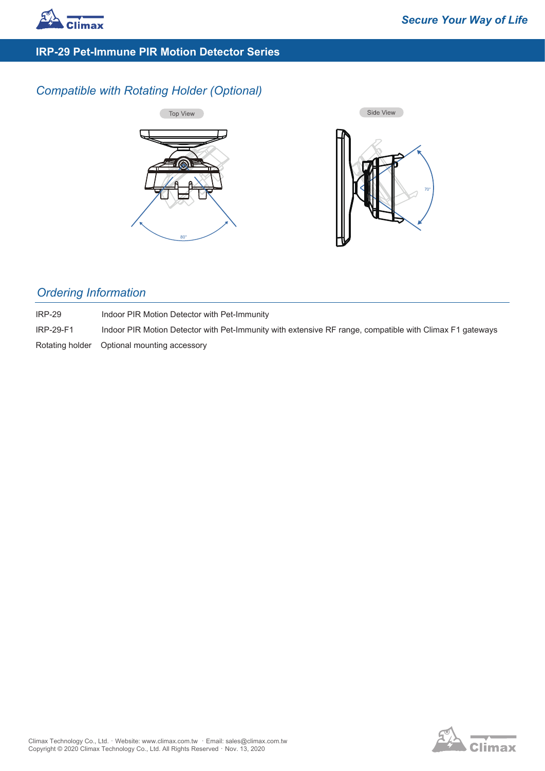## IRP-29 Pet-Immune PIR Motion Detector Series

### *Compatible with Rotating Holder (Optional)*

Top View

80°

Side View

70°

### *Ordering Information*

| | |
|---|---|
| IRP-29 | Indoor PIR Motion Detector with Pet-Immunity |
| IRP-29-F1 | Indoor PIR Motion Detector with Pet-Immunity with extensive RF range, compatible with Climax F1 gateways |
| Rotating holder | Optional mounting accessory |

Climax Technology Co., Ltd. · Website: www.climax.com.tw · Email: sales@climax.com.tw
Copyright © 2020 Climax Technology Co., Ltd. All Rights Reserved · Nov. 13, 2020